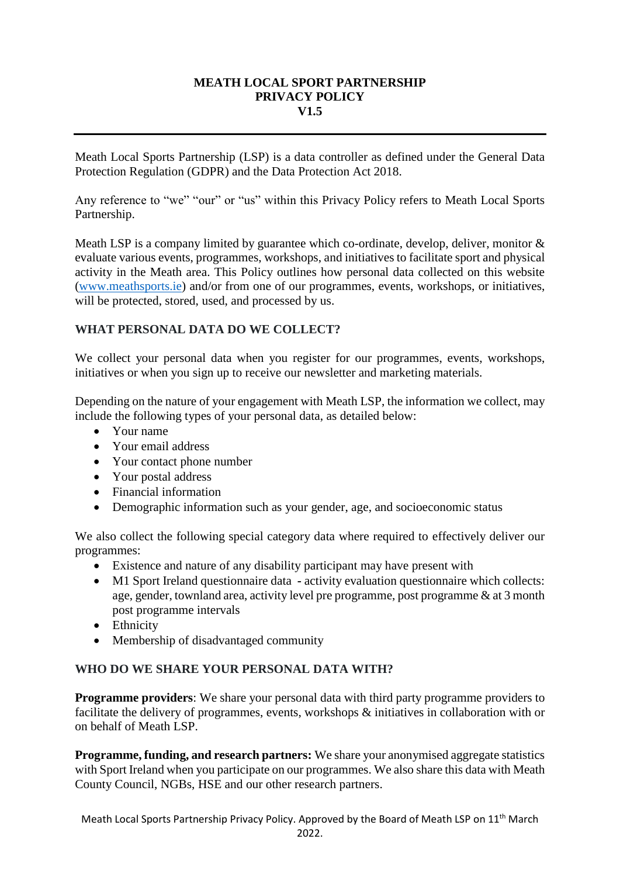# MEATH LOCAL SPORT PARTNERSHIP
# PRIVACY POLICY
# V1.5

---

Meath Local Sports Partnership (LSP) is a data controller as defined under the General Data Protection Regulation (GDPR) and the Data Protection Act 2018.

Any reference to "we" "our" or "us" within this Privacy Policy refers to Meath Local Sports Partnership.

Meath LSP is a company limited by guarantee which co-ordinate, develop, deliver, monitor & evaluate various events, programmes, workshops, and initiatives to facilitate sport and physical activity in the Meath area. This Policy outlines how personal data collected on this website ([www.meathsports.ie](www.meathsports.ie)) and/or from one of our programmes, events, workshops, or initiatives, will be protected, stored, used, and processed by us.

## WHAT PERSONAL DATA DO WE COLLECT?

We collect your personal data when you register for our programmes, events, workshops, initiatives or when you sign up to receive our newsletter and marketing materials.

Depending on the nature of your engagement with Meath LSP, the information we collect, may include the following types of your personal data, as detailed below:

- Your name
- Your email address
- Your contact phone number
- Your postal address
- Financial information
- Demographic information such as your gender, age, and socioeconomic status

We also collect the following special category data where required to effectively deliver our programmes:

- Existence and nature of any disability participant may have present with
- M1 Sport Ireland questionnaire data - activity evaluation questionnaire which collects: age, gender, townland area, activity level pre programme, post programme & at 3 month post programme intervals
- Ethnicity
- Membership of disadvantaged community

## WHO DO WE SHARE YOUR PERSONAL DATA WITH?

**Programme providers**: We share your personal data with third party programme providers to facilitate the delivery of programmes, events, workshops & initiatives in collaboration with or on behalf of Meath LSP.

**Programme, funding, and research partners:** We share your anonymised aggregate statistics with Sport Ireland when you participate on our programmes. We also share this data with Meath County Council, NGBs, HSE and our other research partners.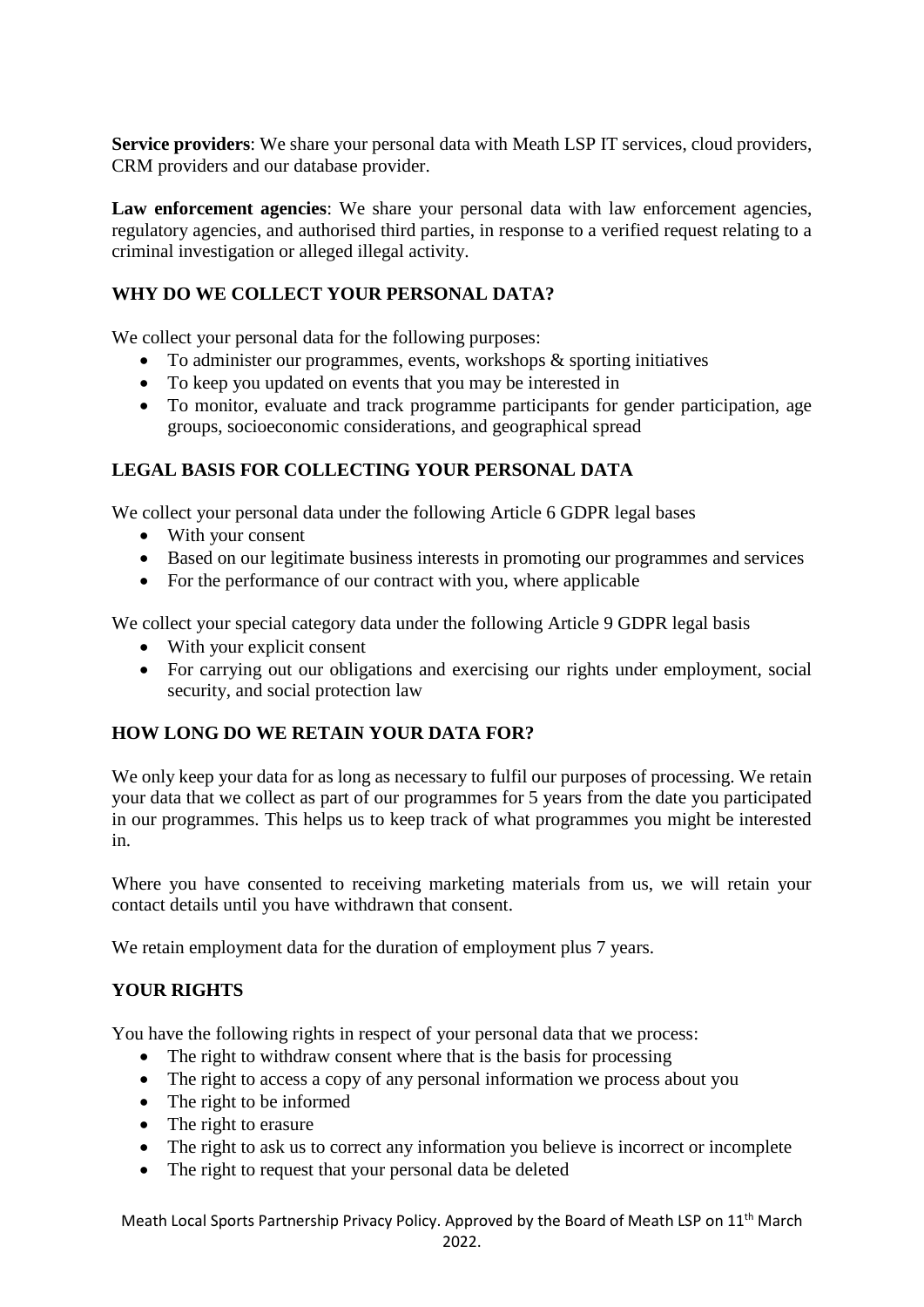**Service providers**: We share your personal data with Meath LSP IT services, cloud providers, CRM providers and our database provider.

**Law enforcement agencies**: We share your personal data with law enforcement agencies, regulatory agencies, and authorised third parties, in response to a verified request relating to a criminal investigation or alleged illegal activity.

## WHY DO WE COLLECT YOUR PERSONAL DATA?

We collect your personal data for the following purposes:

- To administer our programmes, events, workshops & sporting initiatives
- To keep you updated on events that you may be interested in
- To monitor, evaluate and track programme participants for gender participation, age groups, socioeconomic considerations, and geographical spread

## LEGAL BASIS FOR COLLECTING YOUR PERSONAL DATA

We collect your personal data under the following Article 6 GDPR legal bases

- With your consent
- Based on our legitimate business interests in promoting our programmes and services
- For the performance of our contract with you, where applicable

We collect your special category data under the following Article 9 GDPR legal basis

- With your explicit consent
- For carrying out our obligations and exercising our rights under employment, social security, and social protection law

## HOW LONG DO WE RETAIN YOUR DATA FOR?

We only keep your data for as long as necessary to fulfil our purposes of processing. We retain your data that we collect as part of our programmes for 5 years from the date you participated in our programmes. This helps us to keep track of what programmes you might be interested in.

Where you have consented to receiving marketing materials from us, we will retain your contact details until you have withdrawn that consent.

We retain employment data for the duration of employment plus 7 years.

## YOUR RIGHTS

You have the following rights in respect of your personal data that we process:

- The right to withdraw consent where that is the basis for processing
- The right to access a copy of any personal information we process about you
- The right to be informed
- The right to erasure
- The right to ask us to correct any information you believe is incorrect or incomplete
- The right to request that your personal data be deleted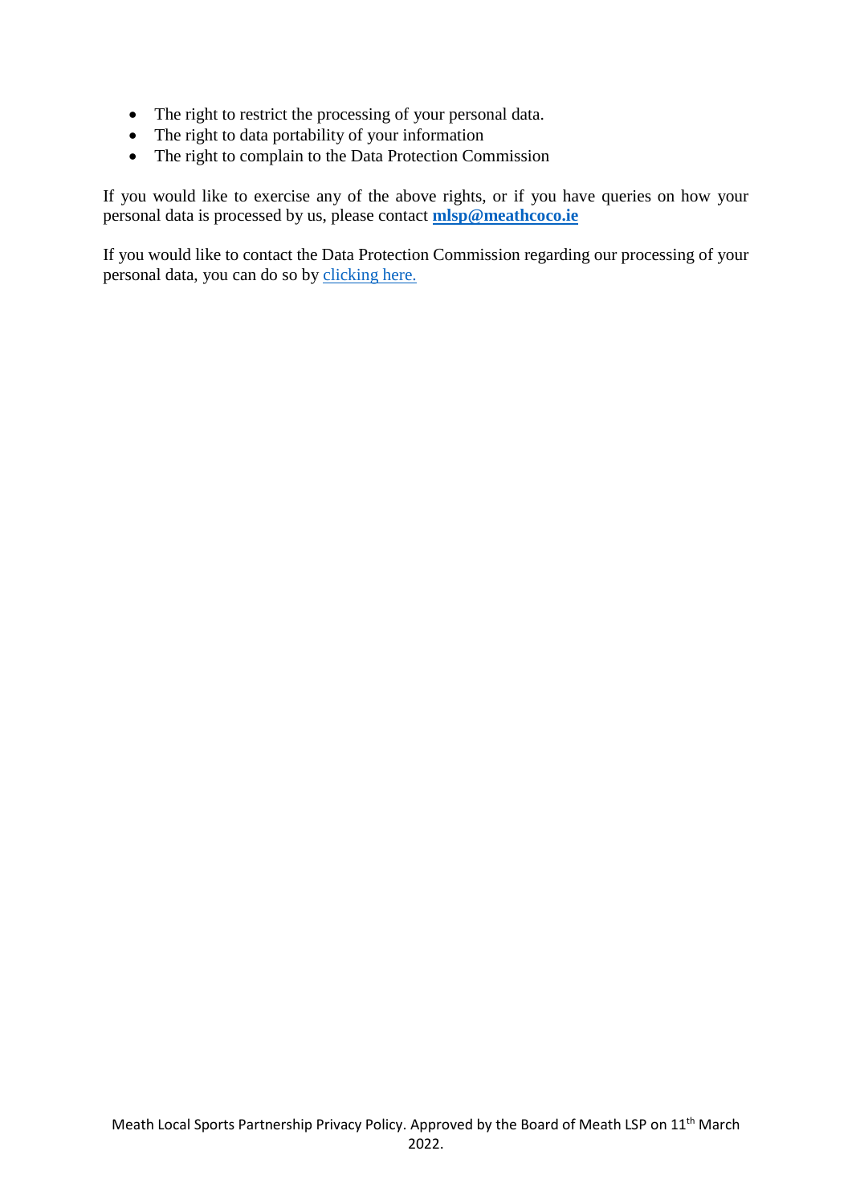- The right to restrict the processing of your personal data.
- The right to data portability of your information
- The right to complain to the Data Protection Commission

If you would like to exercise any of the above rights, or if you have queries on how your personal data is processed by us, please contact **mlsp@meathcoco.ie**

If you would like to contact the Data Protection Commission regarding our processing of your personal data, you can do so by clicking here.